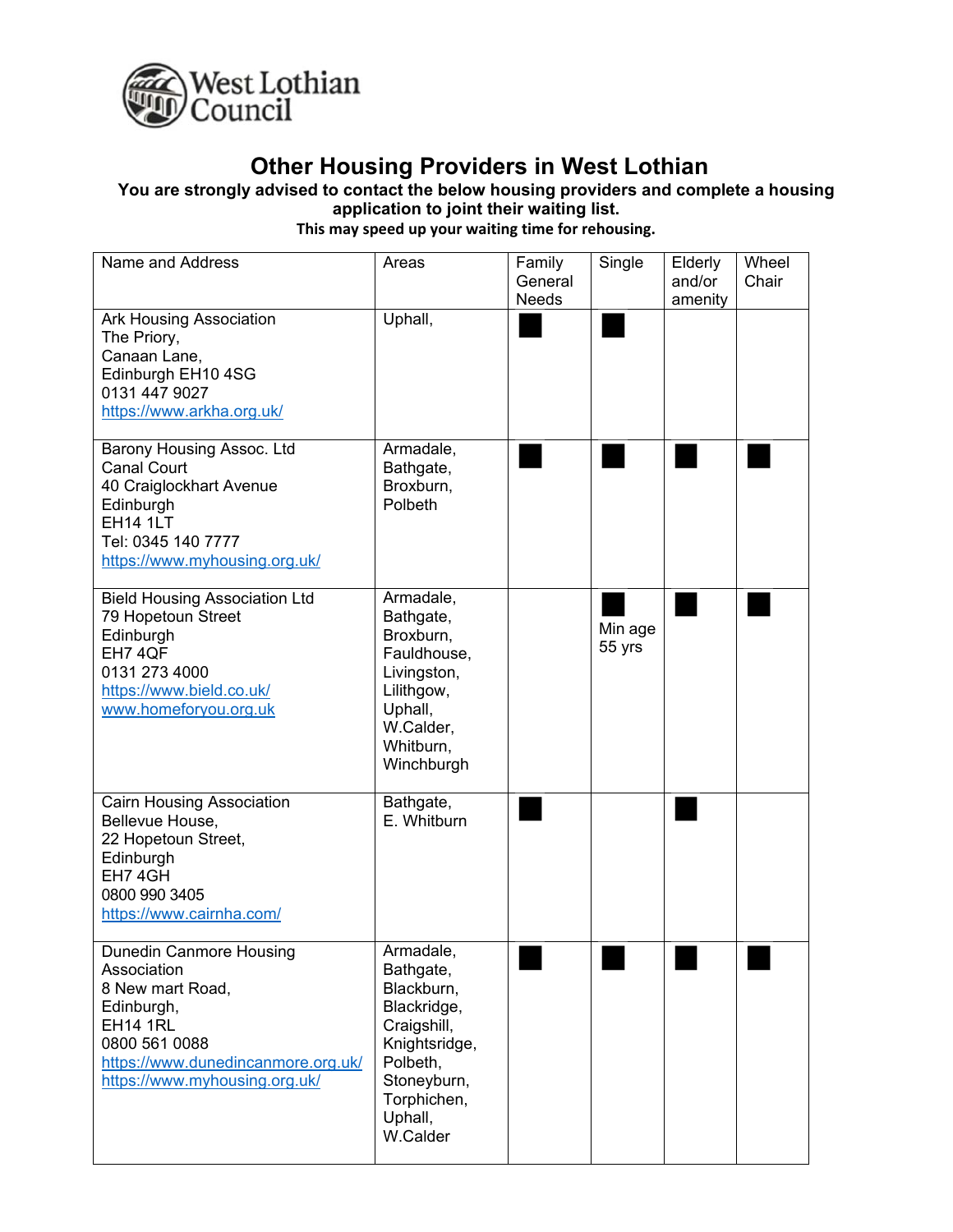West Lothian Council

# Other Housing Providers in West Lothian

**You are strongly advised to contact the below housing providers and complete a housing application to joint their waiting list.**

**This may speed up your waiting time for rehousing.**

| Name and Address | Areas | Family General Needs | Single | Elderly and/or amenity | Wheel Chair |
|---|---|---|---|---|---|
| Ark Housing Association<br>The Priory,<br>Canaan Lane,<br>Edinburgh EH10 4SG<br>0131 447 9027<br>https://www.arkha.org.uk/ | Uphall, | ■ | ■ | | |
| Barony Housing Assoc. Ltd<br>Canal Court<br>40 Craiglockhart Avenue<br>Edinburgh<br>EH14 1LT<br>Tel: 0345 140 7777<br>https://www.myhousing.org.uk/ | Armadale,<br>Bathgate,<br>Broxburn,<br>Polbeth | ■ | ■ | ■ | ■ |
| Bield Housing Association Ltd<br>79 Hopetoun Street<br>Edinburgh<br>EH7 4QF<br>0131 273 4000<br>https://www.bield.co.uk/<br>www.homeforyou.org.uk | Armadale,<br>Bathgate,<br>Broxburn,<br>Fauldhouse,<br>Livingston,<br>Lilithgow,<br>Uphall,<br>W.Calder,<br>Whitburn,<br>Winchburgh | | ■<br>Min age 55 yrs | ■ | ■ |
| Cairn Housing Association<br>Bellevue House,<br>22 Hopetoun Street,<br>Edinburgh<br>EH7 4GH<br>0800 990 3405<br>https://www.cairnha.com/ | Bathgate,<br>E. Whitburn | ■ | | ■ | |
| Dunedin Canmore Housing Association<br>8 New mart Road,<br>Edinburgh,<br>EH14 1RL<br>0800 561 0088<br>https://www.dunedincanmore.org.uk/<br>https://www.myhousing.org.uk/ | Armadale,<br>Bathgate,<br>Blackburn,<br>Blackridge,<br>Craigshill,<br>Knightsridge,<br>Polbeth,<br>Stoneyburn,<br>Torphichen,<br>Uphall,<br>W.Calder | ■ | ■ | ■ | ■ |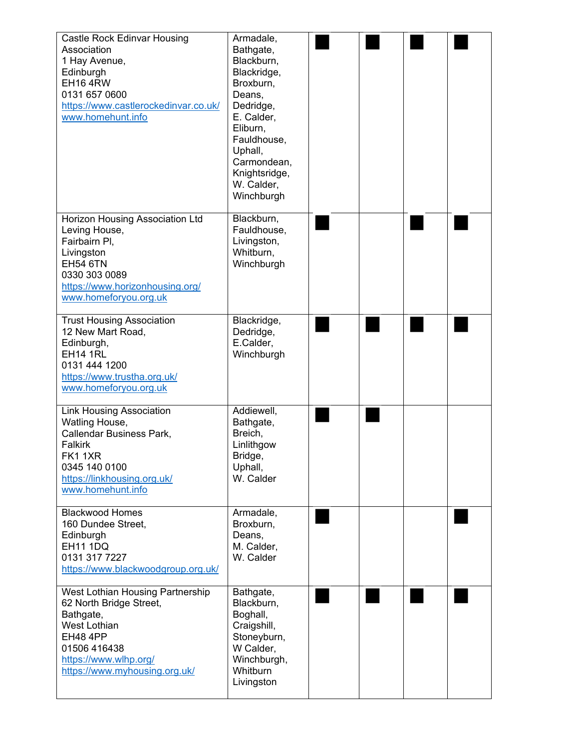| | | | | | |
|---|---|---|---|---|---|
| Castle Rock Edinvar Housing Association<br>1 Hay Avenue,<br>Edinburgh<br>EH16 4RW<br>0131 657 0600<br>https://www.castlerockedinvar.co.uk/<br>www.homehunt.info | Armadale,<br>Bathgate,<br>Blackburn,<br>Blackridge,<br>Broxburn,<br>Deans,<br>Dedridge,<br>E. Calder,<br>Eliburn,<br>Fauldhouse,<br>Uphall,<br>Carmondean,<br>Knightsridge,<br>W. Calder,<br>Winchburgh | ■ | ■ | ■ | ■ |
| Horizon Housing Association Ltd<br>Leving House,<br>Fairbairn Pl,<br>Livingston<br>EH54 6TN<br>0330 303 0089<br>https://www.horizonhousing.org/<br>www.homeforyou.org.uk | Blackburn,<br>Fauldhouse,<br>Livingston,<br>Whitburn,<br>Winchburgh | ■ | | ■ | ■ |
| Trust Housing Association<br>12 New Mart Road,<br>Edinburgh,<br>EH14 1RL<br>0131 444 1200<br>https://www.trustha.org.uk/<br>www.homeforyou.org.uk | Blackridge,<br>Dedridge,<br>E.Calder,<br>Winchburgh | ■ | ■ | ■ | ■ |
| Link Housing Association<br>Watling House,<br>Callendar Business Park,<br>Falkirk<br>FK1 1XR<br>0345 140 0100<br>https://linkhousing.org.uk/<br>www.homehunt.info | Addiewell,<br>Bathgate,<br>Breich,<br>Linlithgow Bridge,<br>Uphall,<br>W. Calder | ■ | ■ | | |
| Blackwood Homes<br>160 Dundee Street,<br>Edinburgh<br>EH11 1DQ<br>0131 317 7227<br>https://www.blackwoodgroup.org.uk/ | Armadale,<br>Broxburn,<br>Deans,<br>M. Calder,<br>W. Calder | ■ | | | ■ |
| West Lothian Housing Partnership<br>62 North Bridge Street,<br>Bathgate,<br>West Lothian<br>EH48 4PP<br>01506 416438<br>https://www.wlhp.org/<br>https://www.myhousing.org.uk/ | Bathgate,<br>Blackburn,<br>Boghall,<br>Craigshill,<br>Stoneyburn,<br>W Calder,<br>Winchburgh,<br>Whitburn<br>Livingston | ■ | ■ | ■ | ■ |